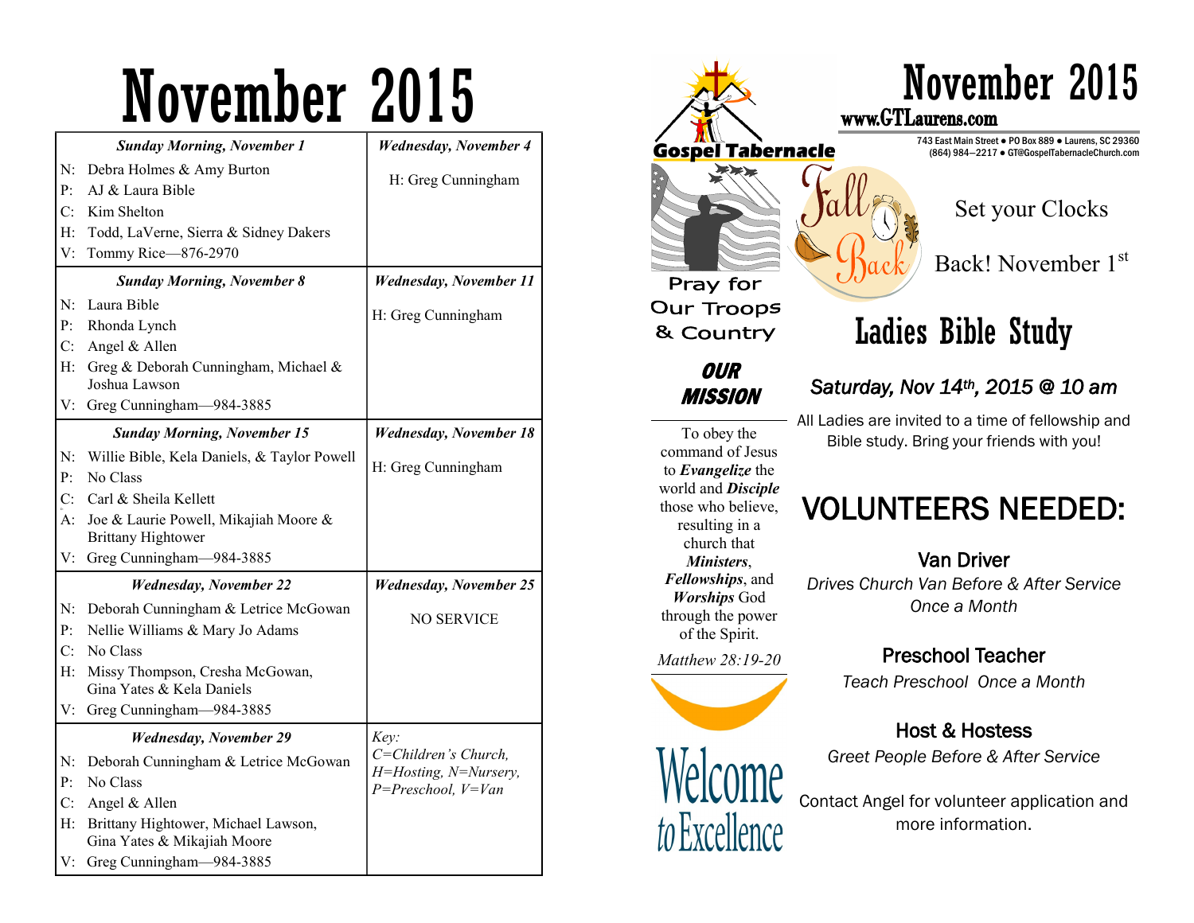# November 2015

| *Sunday Morning, November 1* | *Wednesday, November 4* |
|---|---|
| N: Debra Holmes & Amy Burton<br>P: AJ & Laura Bible<br>C: Kim Shelton<br>H: Todd, LaVerne, Sierra & Sidney Dakers<br>V: Tommy Rice—876-2970 | H: Greg Cunningham |
| ***Sunday Morning, November 8*** | ***Wednesday, November 11*** |
| N: Laura Bible<br>P: Rhonda Lynch<br>C: Angel & Allen<br>H: Greg & Deborah Cunningham, Michael & Joshua Lawson<br>V: Greg Cunningham—984-3885 | H: Greg Cunningham |
| ***Sunday Morning, November 15*** | ***Wednesday, November 18*** |
| N: Willie Bible, Kela Daniels, & Taylor Powell<br>P: No Class<br>C: Carl & Sheila Kellett<br>A: Joe & Laurie Powell, Mikajiah Moore & Brittany Hightower<br>V: Greg Cunningham—984-3885 | H: Greg Cunningham |
| ***Wednesday, November 22*** | ***Wednesday, November 25*** |
| N: Deborah Cunningham & Letrice McGowan<br>P: Nellie Williams & Mary Jo Adams<br>C: No Class<br>H: Missy Thompson, Cresha McGowan, Gina Yates & Kela Daniels<br>V: Greg Cunningham—984-3885 | NO SERVICE |
| ***Wednesday, November 29*** | *Key:* |
| N: Deborah Cunningham & Letrice McGowan<br>P: No Class<br>C: Angel & Allen<br>H: Brittany Hightower, Michael Lawson, Gina Yates & Mikajiah Moore<br>V: Greg Cunningham—984-3885 | *C=Children's Church, H=Hosting, N=Nursery, P=Preschool, V=Van* |

Gospel Tabernacle

# November 2015

www.GTLaurens.com

743 East Main Street ● PO Box 889 ● Laurens, SC 29360
(864) 984—2217 ● GT@GospelTabernacleChurch.com

Pray for Our Troops & Country

Fall Back

Set your Clocks Back! November 1st

## OUR MISSION

To obey the command of Jesus to ***Evangelize*** the world and ***Disciple*** those who believe, resulting in a church that ***Ministers***, ***Fellowships***, and ***Worships*** God through the power of the Spirit.

*Matthew 28:19-20*

## Ladies Bible Study

***Saturday, Nov 14th, 2015 @ 10 am***

All Ladies are invited to a time of fellowship and Bible study. Bring your friends with you!

## VOLUNTEERS NEEDED:

### Van Driver

*Drives Church Van Before & After Service Once a Month*

### Preschool Teacher

*Teach Preschool Once a Month*

### Host & Hostess

*Greet People Before & After Service*

Contact Angel for volunteer application and more information.

Welcome to Excellence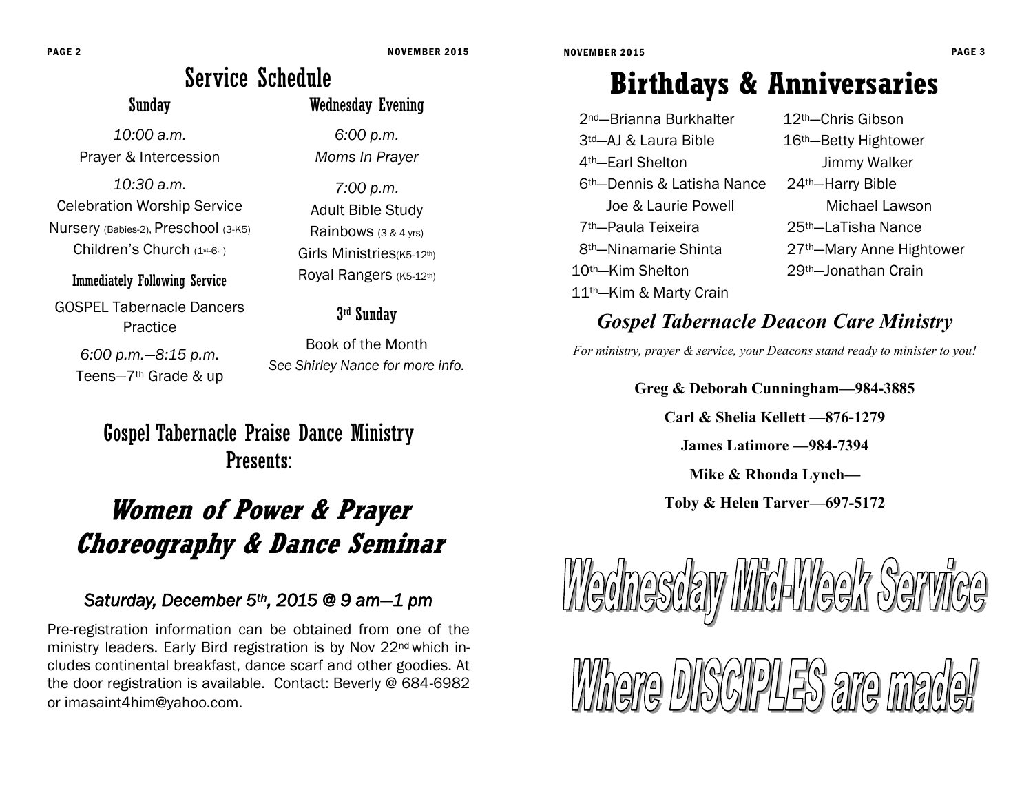# Service Schedule

## Sunday

*10:00 a.m.*

Prayer & Intercession

*10:30 a.m.*

Celebration Worship Service

Nursery (Babies-2), Preschool (3-K5)

Children's Church (1st-6th)

### Immediately Following Service

GOSPEL Tabernacle Dancers Practice

*6:00 p.m.—8:15 p.m.*

Teens—7th Grade & up

## Wednesday Evening

*6:00 p.m.*

*Moms In Prayer*

*7:00 p.m.*

Adult Bible Study

Rainbows (3 & 4 yrs)

Girls Ministries(K5-12th)

Royal Rangers (K5-12th)

## 3rd Sunday

Book of the Month

*See Shirley Nance for more info.*

## Gospel Tabernacle Praise Dance Ministry Presents:

# *Women of Power & Prayer Choreography & Dance Seminar*

### *Saturday, December 5th, 2015 @ 9 am—1 pm*

Pre-registration information can be obtained from one of the ministry leaders. Early Bird registration is by Nov 22nd which includes continental breakfast, dance scarf and other goodies. At the door registration is available. Contact: Beverly @ 684-6982 or imasaint4him@yahoo.com.

# Birthdays & Anniversaries

2nd—Brianna Burkhalter
3td—AJ & Laura Bible
4th—Earl Shelton
6th—Dennis & Latisha Nance
Joe & Laurie Powell
7th—Paula Teixeira
8th—Ninamarie Shinta
10th—Kim Shelton
11th—Kim & Marty Crain
12th—Chris Gibson
16th—Betty Hightower
Jimmy Walker
24th—Harry Bible
Michael Lawson
25th—LaTisha Nance
27th—Mary Anne Hightower
29th—Jonathan Crain

## *Gospel Tabernacle Deacon Care Ministry*

*For ministry, prayer & service, your Deacons stand ready to minister to you!*

**Greg & Deborah Cunningham—984-3885**

**Carl & Shelia Kellett —876-1279**

**James Latimore —984-7394**

**Mike & Rhonda Lynch—**

**Toby & Helen Tarver—697-5172**

# Wednesday Mid-Week Service

# Where DISCIPLES are made!